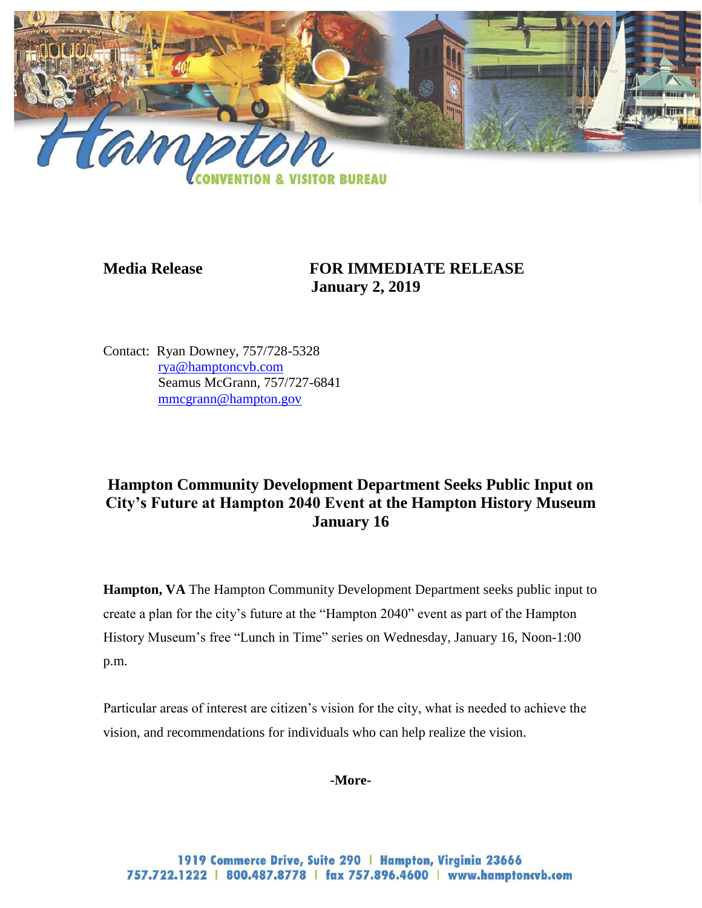Hampton CONVENTION & VISITOR BUREAU

**Media Release** **FOR IMMEDIATE RELEASE**
**January 2, 2019**

Contact: Ryan Downey, 757/728-5328
rya@hamptoncvb.com
Seamus McGrann, 757/727-6841
mmcgrann@hampton.gov

## Hampton Community Development Department Seeks Public Input on City's Future at Hampton 2040 Event at the Hampton History Museum January 16

**Hampton, VA** The Hampton Community Development Department seeks public input to create a plan for the city's future at the "Hampton 2040" event as part of the Hampton History Museum's free "Lunch in Time" series on Wednesday, January 16, Noon-1:00 p.m.

Particular areas of interest are citizen's vision for the city, what is needed to achieve the vision, and recommendations for individuals who can help realize the vision.

**-More-**

1919 Commerce Drive, Suite 290 | Hampton, Virginia 23666
757.722.1222 | 800.487.8778 | fax 757.896.4600 | www.hamptoncvb.com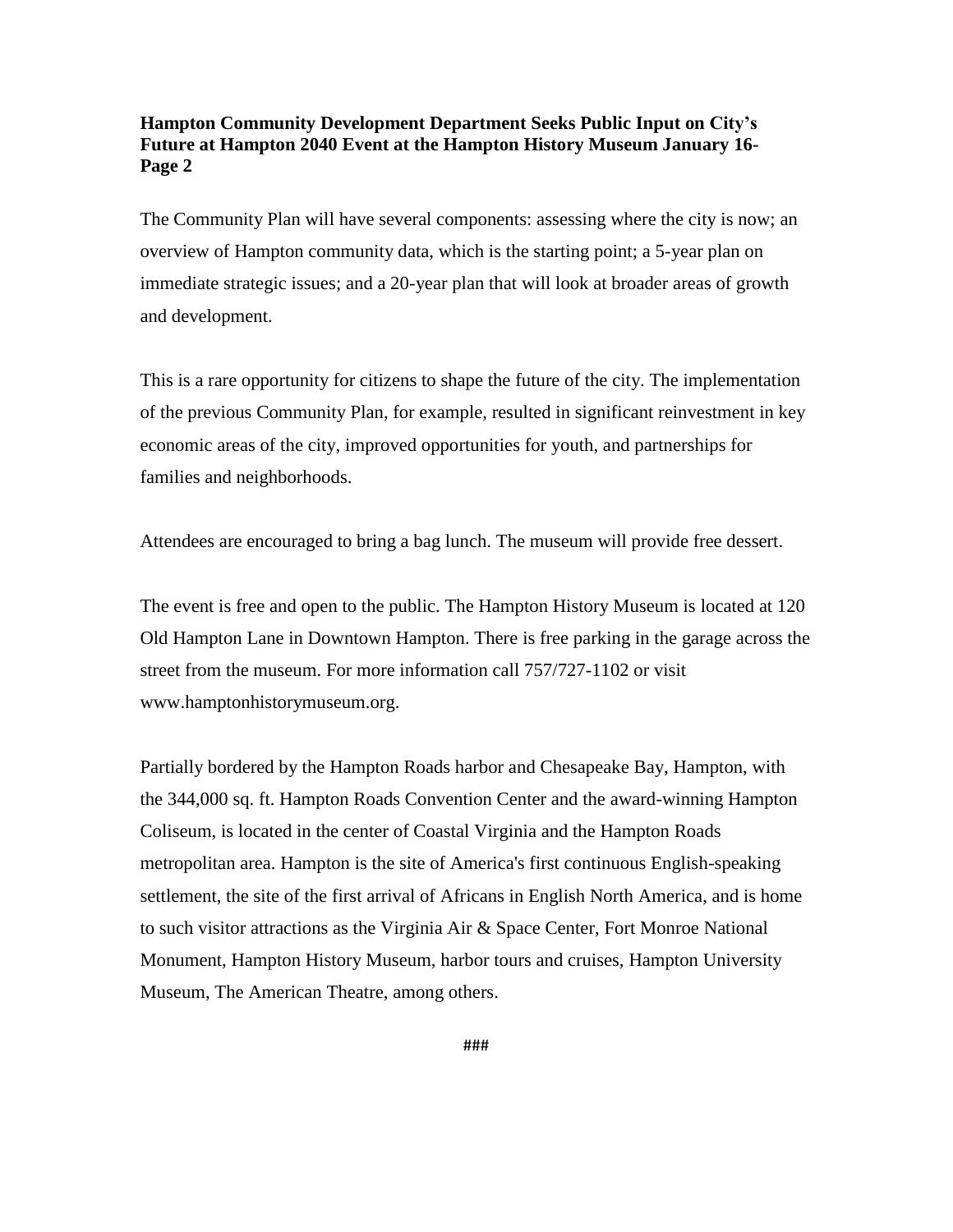**Hampton Community Development Department Seeks Public Input on City's Future at Hampton 2040 Event at the Hampton History Museum January 16-Page 2**

The Community Plan will have several components: assessing where the city is now; an overview of Hampton community data, which is the starting point; a 5-year plan on immediate strategic issues; and a 20-year plan that will look at broader areas of growth and development.

This is a rare opportunity for citizens to shape the future of the city. The implementation of the previous Community Plan, for example, resulted in significant reinvestment in key economic areas of the city, improved opportunities for youth, and partnerships for families and neighborhoods.

Attendees are encouraged to bring a bag lunch. The museum will provide free dessert.

The event is free and open to the public. The Hampton History Museum is located at 120 Old Hampton Lane in Downtown Hampton. There is free parking in the garage across the street from the museum. For more information call 757/727-1102 or visit www.hamptonhistorymuseum.org.

Partially bordered by the Hampton Roads harbor and Chesapeake Bay, Hampton, with the 344,000 sq. ft. Hampton Roads Convention Center and the award-winning Hampton Coliseum, is located in the center of Coastal Virginia and the Hampton Roads metropolitan area. Hampton is the site of America's first continuous English-speaking settlement, the site of the first arrival of Africans in English North America, and is home to such visitor attractions as the Virginia Air & Space Center, Fort Monroe National Monument, Hampton History Museum, harbor tours and cruises, Hampton University Museum, The American Theatre, among others.

###